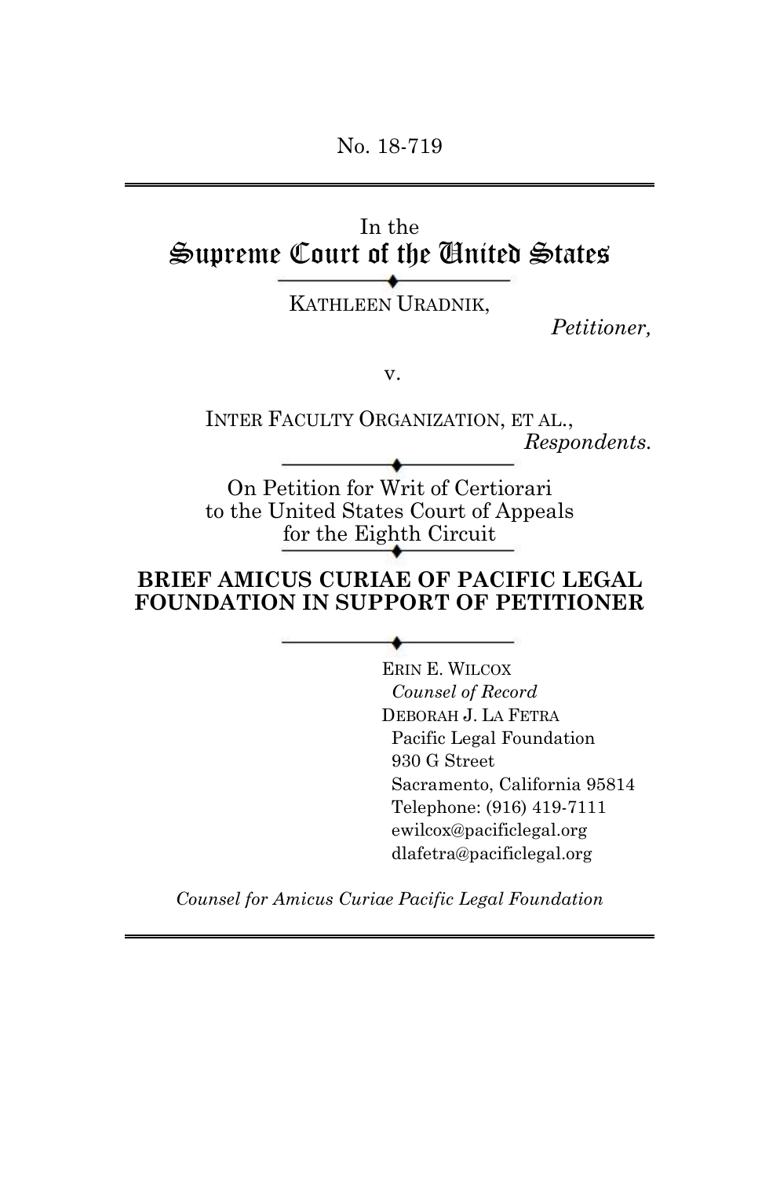No. 18-719

In the
# Supreme Court of the United States

KATHLEEN URADNIK,

*Petitioner,*

v.

INTER FACULTY ORGANIZATION, ET AL.,

*Respondents.*

On Petition for Writ of Certiorari
to the United States Court of Appeals
for the Eighth Circuit

**BRIEF AMICUS CURIAE OF PACIFIC LEGAL FOUNDATION IN SUPPORT OF PETITIONER**

ERIN E. WILCOX
*Counsel of Record*
DEBORAH J. LA FETRA
Pacific Legal Foundation
930 G Street
Sacramento, California 95814
Telephone: (916) 419-7111
ewilcox@pacificlegal.org
dlafetra@pacificlegal.org

*Counsel for Amicus Curiae Pacific Legal Foundation*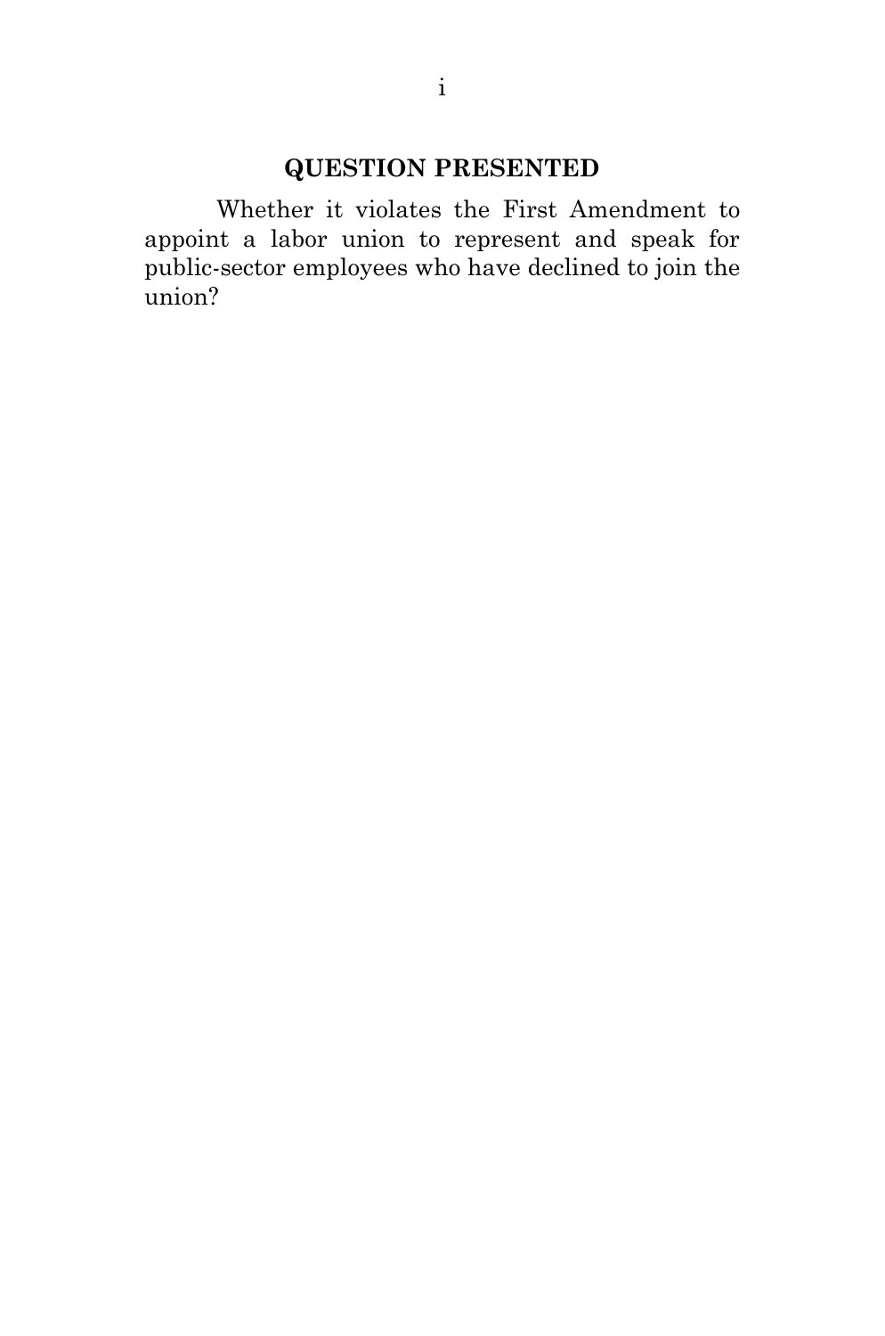## QUESTION PRESENTED

Whether it violates the First Amendment to appoint a labor union to represent and speak for public-sector employees who have declined to join the union?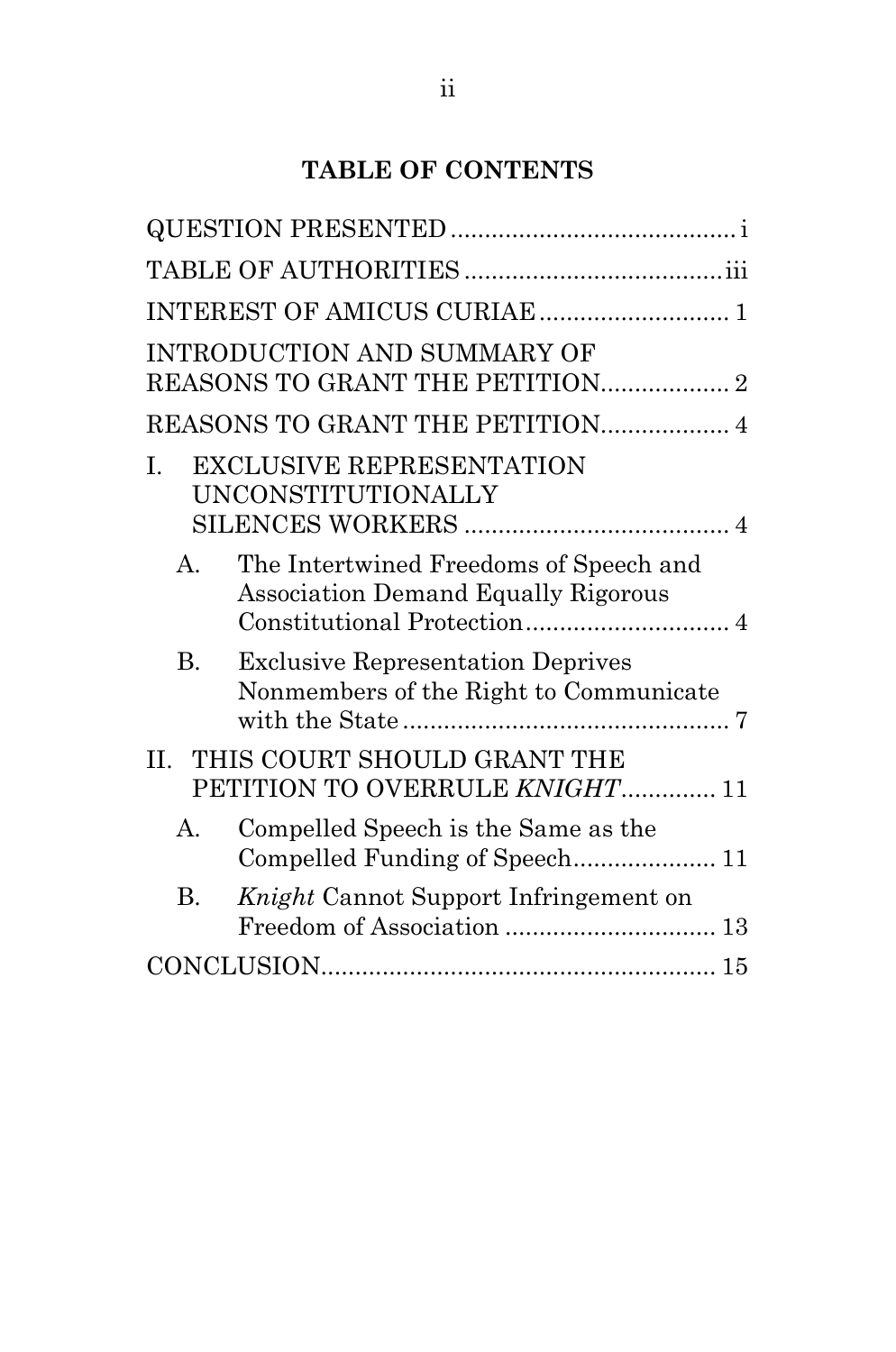## TABLE OF CONTENTS

QUESTION PRESENTED .......................................... i

TABLE OF AUTHORITIES ...................................... iii

INTEREST OF AMICUS CURIAE ............................ 1

INTRODUCTION AND SUMMARY OF REASONS TO GRANT THE PETITION ................... 2

REASONS TO GRANT THE PETITION ................... 4

I. EXCLUSIVE REPRESENTATION UNCONSTITUTIONALLY SILENCES WORKERS ....................................... 4

   A. The Intertwined Freedoms of Speech and Association Demand Equally Rigorous Constitutional Protection .............................. 4

   B. Exclusive Representation Deprives Nonmembers of the Right to Communicate with the State ................................................ 7

II. THIS COURT SHOULD GRANT THE PETITION TO OVERRULE *KNIGHT* .............. 11

   A. Compelled Speech is the Same as the Compelled Funding of Speech ..................... 11

   B. *Knight* Cannot Support Infringement on Freedom of Association ............................... 13

CONCLUSION .......................................................... 15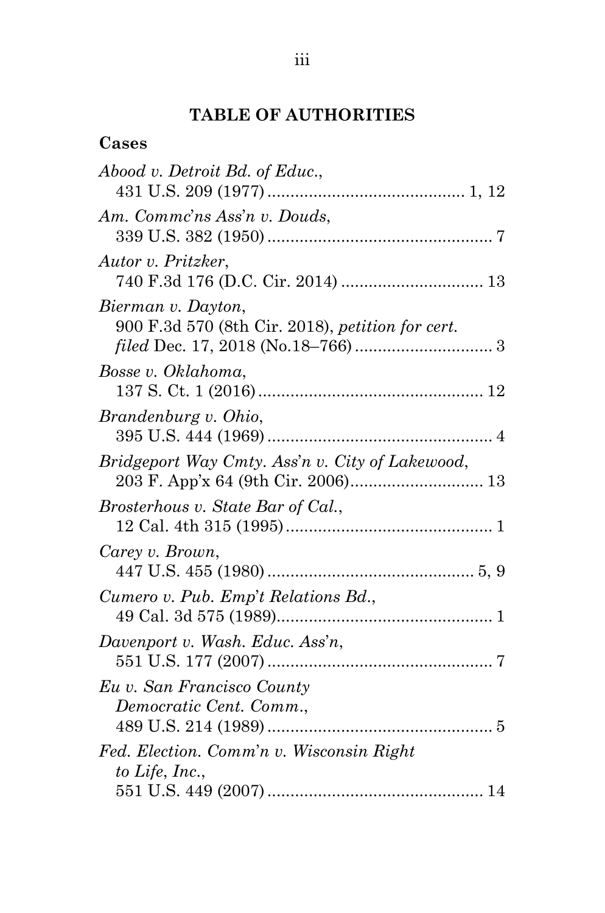## TABLE OF AUTHORITIES

### Cases

*Abood v. Detroit Bd. of Educ.*,
431 U.S. 209 (1977) .......................................... 1, 12

*Am. Commc'ns Ass'n v. Douds*,
339 U.S. 382 (1950) ................................................. 7

*Autor v. Pritzker*,
740 F.3d 176 (D.C. Cir. 2014) .............................. 13

*Bierman v. Dayton*,
900 F.3d 570 (8th Cir. 2018), *petition for cert. filed* Dec. 17, 2018 (No.18–766) .............................. 3

*Bosse v. Oklahoma*,
137 S. Ct. 1 (2016) ................................................. 12

*Brandenburg v. Ohio*,
395 U.S. 444 (1969) ................................................. 4

*Bridgeport Way Cmty. Ass'n v. City of Lakewood*,
203 F. App'x 64 (9th Cir. 2006)............................ 13

*Brosterhous v. State Bar of Cal.*,
12 Cal. 4th 315 (1995) ............................................. 1

*Carey v. Brown*,
447 U.S. 455 (1980) ............................................. 5, 9

*Cumero v. Pub. Emp't Relations Bd.*,
49 Cal. 3d 575 (1989)............................................... 1

*Davenport v. Wash. Educ. Ass'n*,
551 U.S. 177 (2007) ................................................. 7

*Eu v. San Francisco County Democratic Cent. Comm.*,
489 U.S. 214 (1989) ................................................. 5

*Fed. Election. Comm'n v. Wisconsin Right to Life, Inc.*,
551 U.S. 449 (2007) ............................................... 14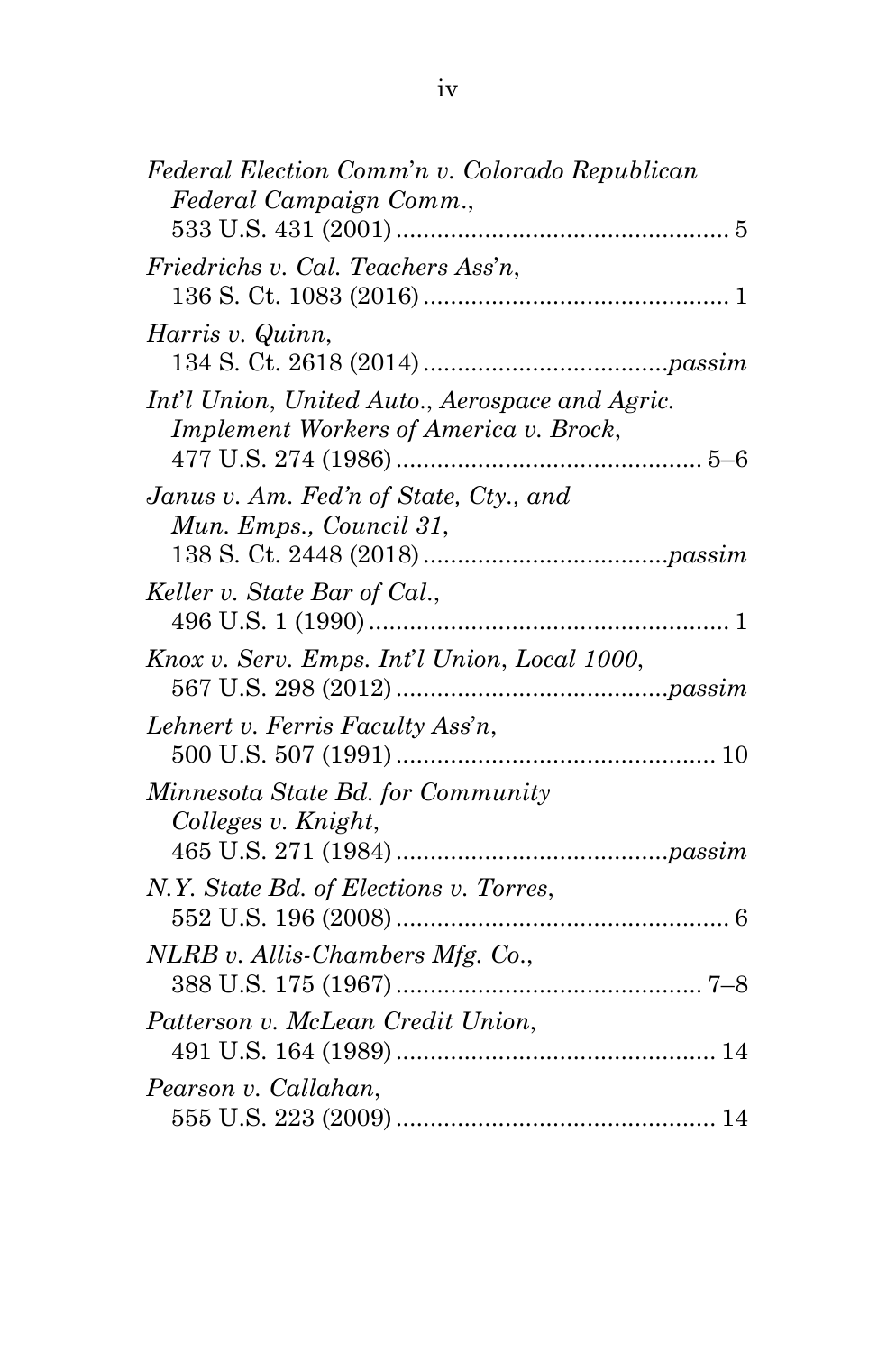*Federal Election Comm'n v. Colorado Republican Federal Campaign Comm.*,
533 U.S. 431 (2001) .................................................. 5

*Friedrichs v. Cal. Teachers Ass'n*,
136 S. Ct. 1083 (2016) ............................................. 1

*Harris v. Quinn*,
134 S. Ct. 2618 (2014) ....................................*passim*

*Int'l Union, United Auto., Aerospace and Agric. Implement Workers of America v. Brock*,
477 U.S. 274 (1986) ............................................. 5–6

*Janus v. Am. Fed'n of State, Cty., and Mun. Emps., Council 31*,
138 S. Ct. 2448 (2018) ....................................*passim*

*Keller v. State Bar of Cal.*,
496 U.S. 1 (1990) ..................................................... 1

*Knox v. Serv. Emps. Int'l Union, Local 1000*,
567 U.S. 298 (2012) ........................................*passim*

*Lehnert v. Ferris Faculty Ass'n*,
500 U.S. 507 (1991) ................................................ 10

*Minnesota State Bd. for Community Colleges v. Knight*,
465 U.S. 271 (1984) ........................................*passim*

*N.Y. State Bd. of Elections v. Torres*,
552 U.S. 196 (2008) .................................................. 6

*NLRB v. Allis-Chambers Mfg. Co.*,
388 U.S. 175 (1967) ............................................. 7–8

*Patterson v. McLean Credit Union*,
491 U.S. 164 (1989) ................................................ 14

*Pearson v. Callahan*,
555 U.S. 223 (2009) ................................................ 14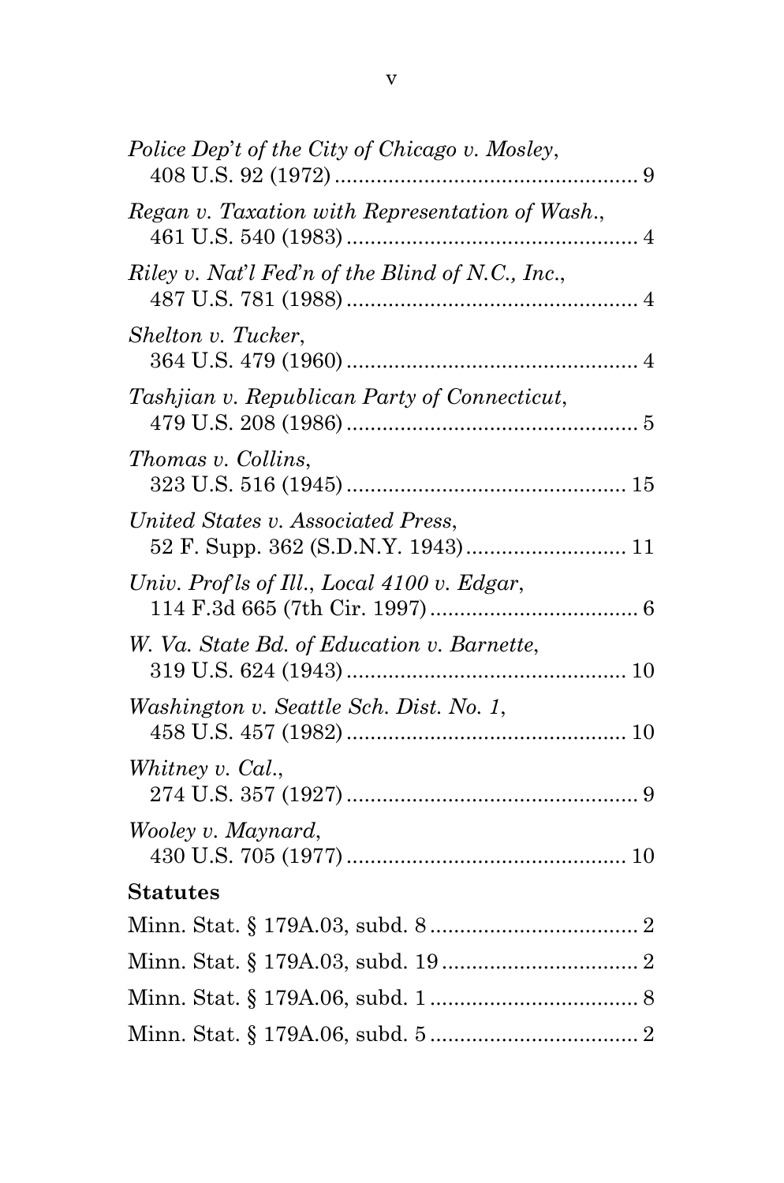*Police Dep't of the City of Chicago v. Mosley*,
408 U.S. 92 (1972) .................................................... 9

*Regan v. Taxation with Representation of Wash.*,
461 U.S. 540 (1983) .................................................. 4

*Riley v. Nat'l Fed'n of the Blind of N.C., Inc.*,
487 U.S. 781 (1988) .................................................. 4

*Shelton v. Tucker*,
364 U.S. 479 (1960) .................................................. 4

*Tashjian v. Republican Party of Connecticut*,
479 U.S. 208 (1986) .................................................. 5

*Thomas v. Collins*,
323 U.S. 516 (1945) ................................................ 15

*United States v. Associated Press*,
52 F. Supp. 362 (S.D.N.Y. 1943) ........................... 11

*Univ. Prof'ls of Ill., Local 4100 v. Edgar*,
114 F.3d 665 (7th Cir. 1997) .................................... 6

*W. Va. State Bd. of Education v. Barnette*,
319 U.S. 624 (1943) ................................................ 10

*Washington v. Seattle Sch. Dist. No. 1*,
458 U.S. 457 (1982) ................................................ 10

*Whitney v. Cal.*,
274 U.S. 357 (1927) .................................................. 9

*Wooley v. Maynard*,
430 U.S. 705 (1977) ................................................ 10

**Statutes**

Minn. Stat. § 179A.03, subd. 8 .................................... 2

Minn. Stat. § 179A.03, subd. 19 .................................. 2

Minn. Stat. § 179A.06, subd. 1 .................................... 8

Minn. Stat. § 179A.06, subd. 5 .................................... 2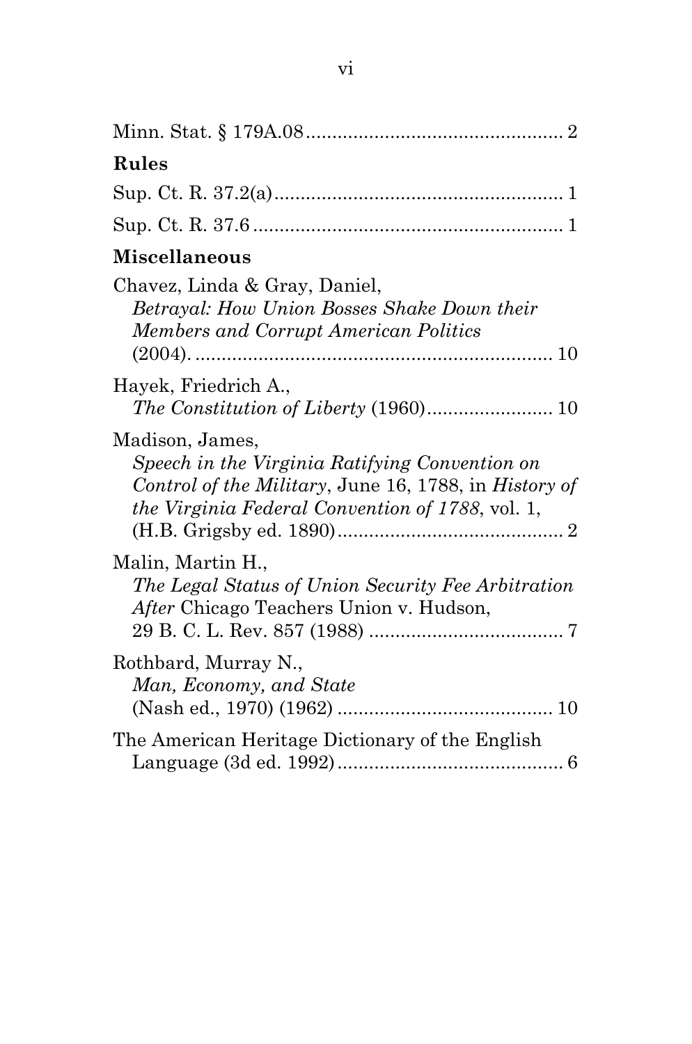Minn. Stat. § 179A.08................................................ 2

**Rules**

Sup. Ct. R. 37.2(a)...................................................... 1

Sup. Ct. R. 37.6 ......................................................... 1

**Miscellaneous**

Chavez, Linda & Gray, Daniel,
*Betrayal: How Union Bosses Shake Down their Members and Corrupt American Politics* (2004). .................................................................. 10

Hayek, Friedrich A.,
*The Constitution of Liberty* (1960)........................ 10

Madison, James,
*Speech in the Virginia Ratifying Convention on Control of the Military*, June 16, 1788, in *History of the Virginia Federal Convention of 1788*, vol. 1, (H.B. Grigsby ed. 1890)........................................... 2

Malin, Martin H.,
*The Legal Status of Union Security Fee Arbitration After* Chicago Teachers Union v. Hudson, 29 B. C. L. Rev. 857 (1988) ..................................... 7

Rothbard, Murray N.,
*Man, Economy, and State* (Nash ed., 1970) (1962) ......................................... 10

The American Heritage Dictionary of the English Language (3d ed. 1992)........................................... 6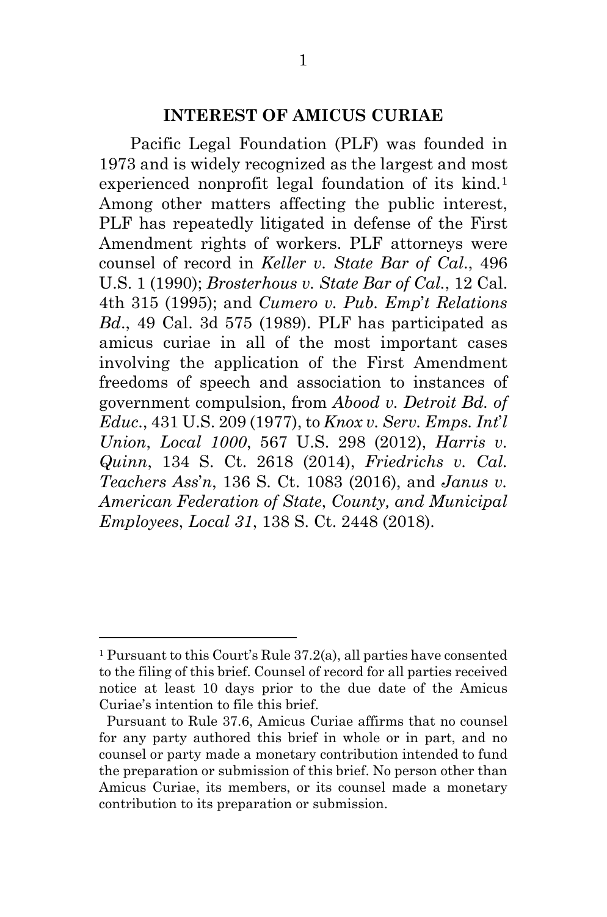## INTEREST OF AMICUS CURIAE

Pacific Legal Foundation (PLF) was founded in 1973 and is widely recognized as the largest and most experienced nonprofit legal foundation of its kind.[1] Among other matters affecting the public interest, PLF has repeatedly litigated in defense of the First Amendment rights of workers. PLF attorneys were counsel of record in *Keller v. State Bar of Cal.*, 496 U.S. 1 (1990); *Brosterhous v. State Bar of Cal.*, 12 Cal. 4th 315 (1995); and *Cumero v. Pub. Emp't Relations Bd.*, 49 Cal. 3d 575 (1989). PLF has participated as amicus curiae in all of the most important cases involving the application of the First Amendment freedoms of speech and association to instances of government compulsion, from *Abood v. Detroit Bd. of Educ.*, 431 U.S. 209 (1977), to *Knox v. Serv. Emps. Int'l Union, Local 1000*, 567 U.S. 298 (2012), *Harris v. Quinn*, 134 S. Ct. 2618 (2014), *Friedrichs v. Cal. Teachers Ass'n*, 136 S. Ct. 1083 (2016), and *Janus v. American Federation of State, County, and Municipal Employees, Local 31*, 138 S. Ct. 2448 (2018).

---

[1] Pursuant to this Court's Rule 37.2(a), all parties have consented to the filing of this brief. Counsel of record for all parties received notice at least 10 days prior to the due date of the Amicus Curiae's intention to file this brief.

Pursuant to Rule 37.6, Amicus Curiae affirms that no counsel for any party authored this brief in whole or in part, and no counsel or party made a monetary contribution intended to fund the preparation or submission of this brief. No person other than Amicus Curiae, its members, or its counsel made a monetary contribution to its preparation or submission.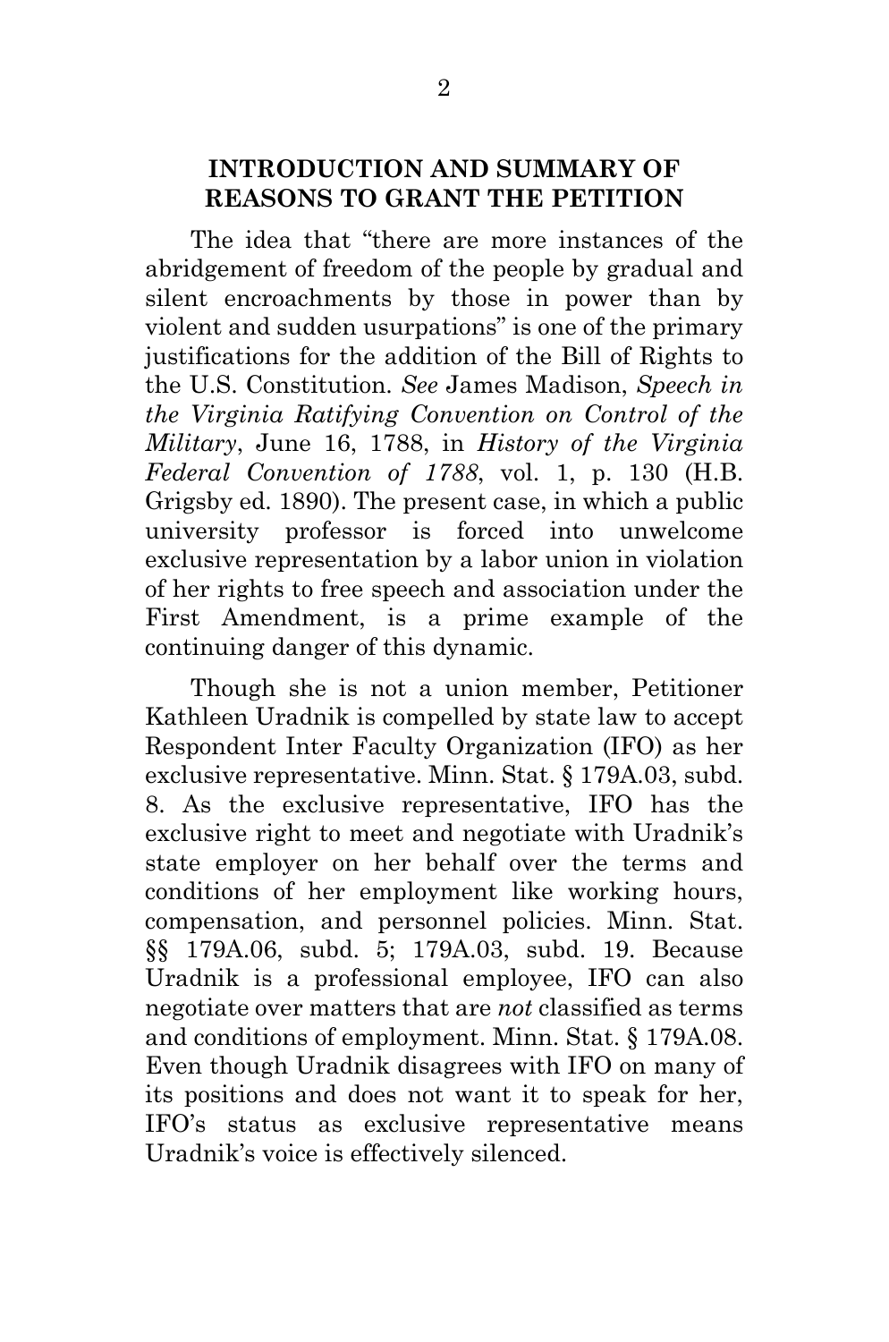## INTRODUCTION AND SUMMARY OF REASONS TO GRANT THE PETITION

The idea that "there are more instances of the abridgement of freedom of the people by gradual and silent encroachments by those in power than by violent and sudden usurpations" is one of the primary justifications for the addition of the Bill of Rights to the U.S. Constitution. *See* James Madison, *Speech in the Virginia Ratifying Convention on Control of the Military*, June 16, 1788, in *History of the Virginia Federal Convention of 1788*, vol. 1, p. 130 (H.B. Grigsby ed. 1890). The present case, in which a public university professor is forced into unwelcome exclusive representation by a labor union in violation of her rights to free speech and association under the First Amendment, is a prime example of the continuing danger of this dynamic.

Though she is not a union member, Petitioner Kathleen Uradnik is compelled by state law to accept Respondent Inter Faculty Organization (IFO) as her exclusive representative. Minn. Stat. § 179A.03, subd. 8. As the exclusive representative, IFO has the exclusive right to meet and negotiate with Uradnik's state employer on her behalf over the terms and conditions of her employment like working hours, compensation, and personnel policies. Minn. Stat. §§ 179A.06, subd. 5; 179A.03, subd. 19. Because Uradnik is a professional employee, IFO can also negotiate over matters that are *not* classified as terms and conditions of employment. Minn. Stat. § 179A.08. Even though Uradnik disagrees with IFO on many of its positions and does not want it to speak for her, IFO's status as exclusive representative means Uradnik's voice is effectively silenced.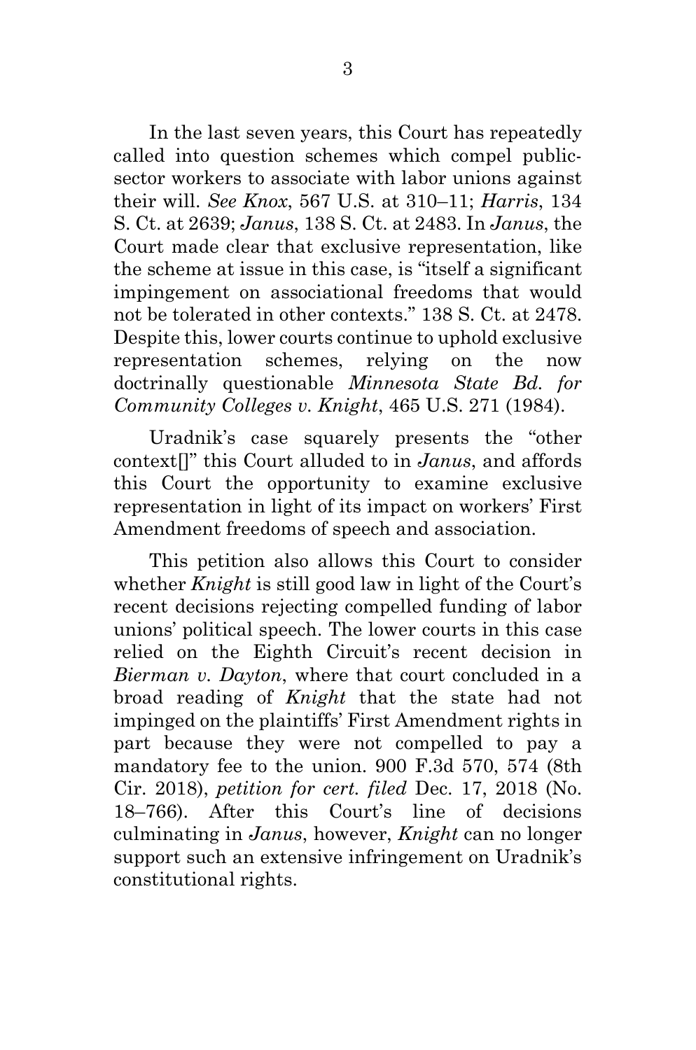In the last seven years, this Court has repeatedly called into question schemes which compel public-sector workers to associate with labor unions against their will. *See Knox*, 567 U.S. at 310–11; *Harris*, 134 S. Ct. at 2639; *Janus*, 138 S. Ct. at 2483. In *Janus*, the Court made clear that exclusive representation, like the scheme at issue in this case, is "itself a significant impingement on associational freedoms that would not be tolerated in other contexts." 138 S. Ct. at 2478. Despite this, lower courts continue to uphold exclusive representation schemes, relying on the now doctrinally questionable *Minnesota State Bd. for Community Colleges v. Knight*, 465 U.S. 271 (1984).

Uradnik's case squarely presents the "other context[]" this Court alluded to in *Janus*, and affords this Court the opportunity to examine exclusive representation in light of its impact on workers' First Amendment freedoms of speech and association.

This petition also allows this Court to consider whether *Knight* is still good law in light of the Court's recent decisions rejecting compelled funding of labor unions' political speech. The lower courts in this case relied on the Eighth Circuit's recent decision in *Bierman v. Dayton*, where that court concluded in a broad reading of *Knight* that the state had not impinged on the plaintiffs' First Amendment rights in part because they were not compelled to pay a mandatory fee to the union. 900 F.3d 570, 574 (8th Cir. 2018), *petition for cert. filed* Dec. 17, 2018 (No. 18–766). After this Court's line of decisions culminating in *Janus*, however, *Knight* can no longer support such an extensive infringement on Uradnik's constitutional rights.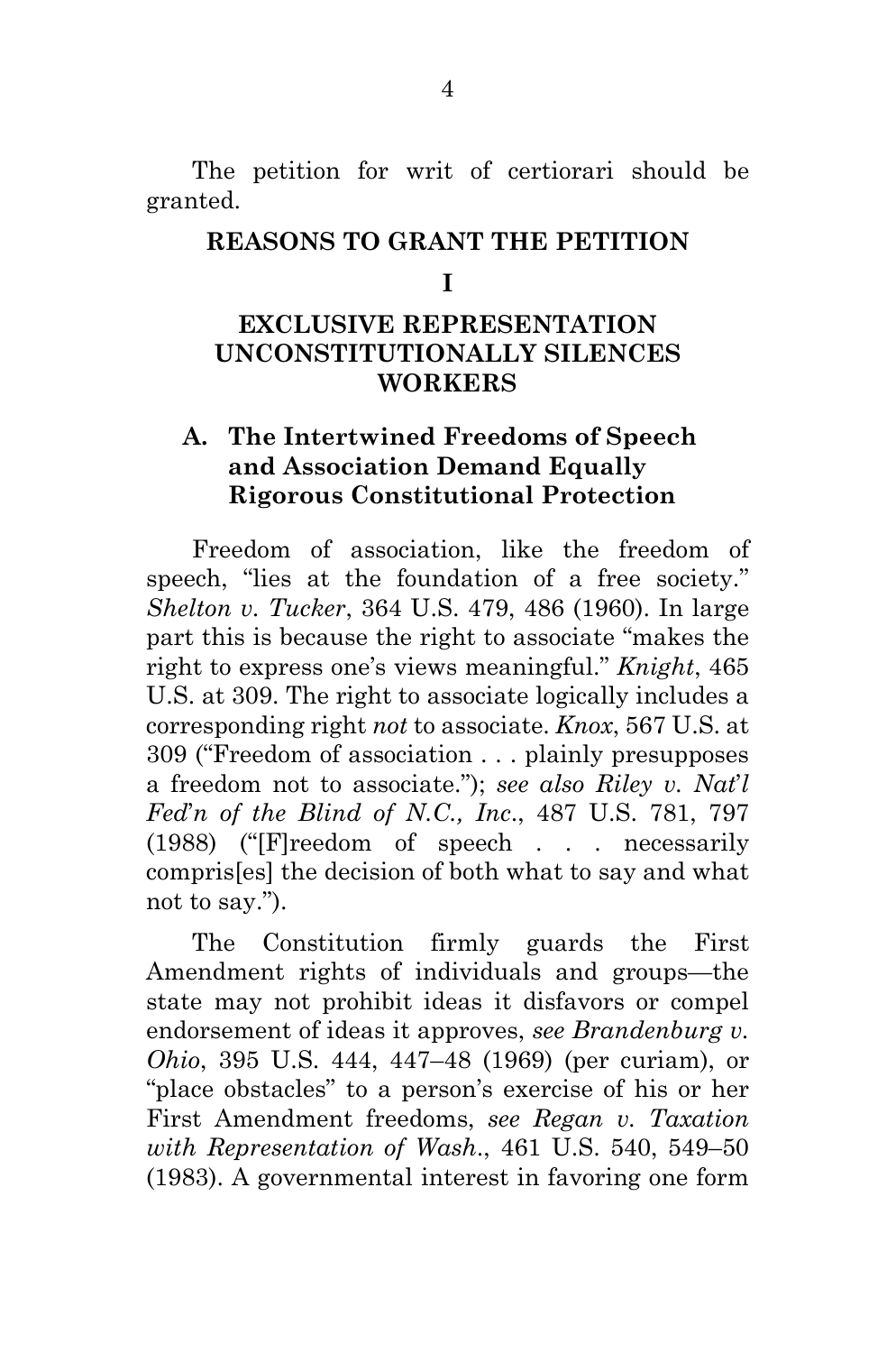The petition for writ of certiorari should be granted.

## REASONS TO GRANT THE PETITION

## I

## EXCLUSIVE REPRESENTATION UNCONSTITUTIONALLY SILENCES WORKERS

### A. The Intertwined Freedoms of Speech and Association Demand Equally Rigorous Constitutional Protection

Freedom of association, like the freedom of speech, "lies at the foundation of a free society." *Shelton v. Tucker*, 364 U.S. 479, 486 (1960). In large part this is because the right to associate "makes the right to express one's views meaningful." *Knight*, 465 U.S. at 309. The right to associate logically includes a corresponding right *not* to associate. *Knox*, 567 U.S. at 309 ("Freedom of association . . . plainly presupposes a freedom not to associate."); *see also Riley v. Nat'l Fed'n of the Blind of N.C., Inc.*, 487 U.S. 781, 797 (1988) ("[F]reedom of speech . . . necessarily compris[es] the decision of both what to say and what not to say.").

The Constitution firmly guards the First Amendment rights of individuals and groups—the state may not prohibit ideas it disfavors or compel endorsement of ideas it approves, *see Brandenburg v. Ohio*, 395 U.S. 444, 447–48 (1969) (per curiam), or "place obstacles" to a person's exercise of his or her First Amendment freedoms, *see Regan v. Taxation with Representation of Wash.*, 461 U.S. 540, 549–50 (1983). A governmental interest in favoring one form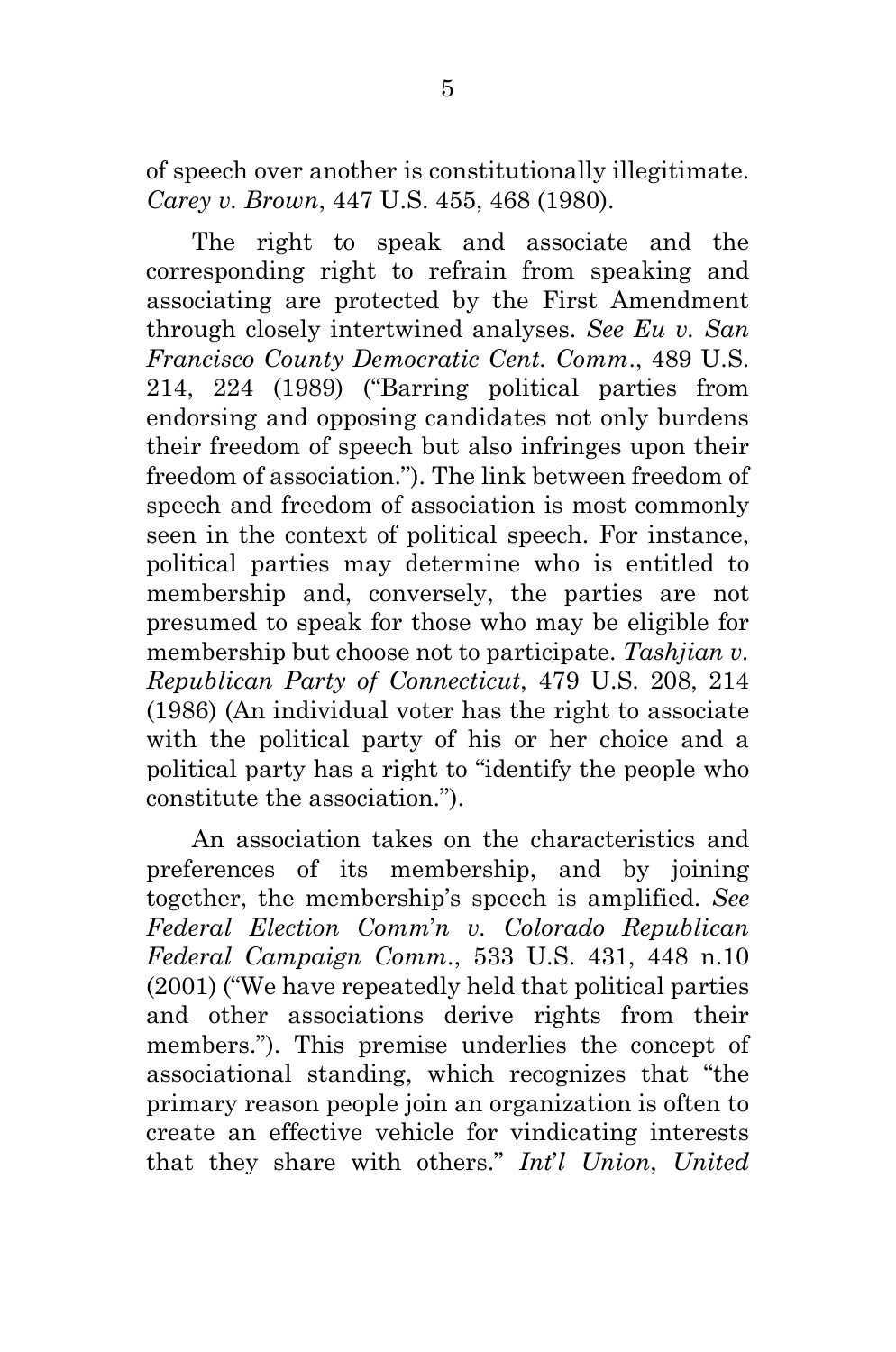of speech over another is constitutionally illegitimate. *Carey v. Brown*, 447 U.S. 455, 468 (1980).

The right to speak and associate and the corresponding right to refrain from speaking and associating are protected by the First Amendment through closely intertwined analyses. *See Eu v. San Francisco County Democratic Cent. Comm.*, 489 U.S. 214, 224 (1989) ("Barring political parties from endorsing and opposing candidates not only burdens their freedom of speech but also infringes upon their freedom of association."). The link between freedom of speech and freedom of association is most commonly seen in the context of political speech. For instance, political parties may determine who is entitled to membership and, conversely, the parties are not presumed to speak for those who may be eligible for membership but choose not to participate. *Tashjian v. Republican Party of Connecticut*, 479 U.S. 208, 214 (1986) (An individual voter has the right to associate with the political party of his or her choice and a political party has a right to "identify the people who constitute the association.").

An association takes on the characteristics and preferences of its membership, and by joining together, the membership's speech is amplified. *See Federal Election Comm'n v. Colorado Republican Federal Campaign Comm.*, 533 U.S. 431, 448 n.10 (2001) ("We have repeatedly held that political parties and other associations derive rights from their members."). This premise underlies the concept of associational standing, which recognizes that "the primary reason people join an organization is often to create an effective vehicle for vindicating interests that they share with others." *Int'l Union, United*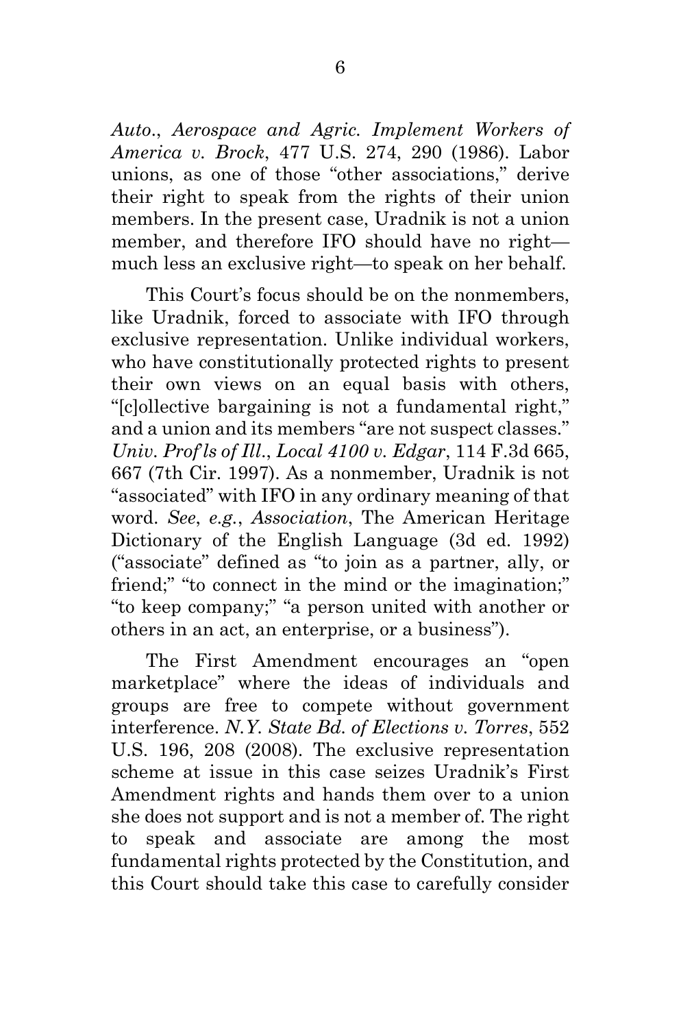*Auto., Aerospace and Agric. Implement Workers of America v. Brock*, 477 U.S. 274, 290 (1986). Labor unions, as one of those "other associations," derive their right to speak from the rights of their union members. In the present case, Uradnik is not a union member, and therefore IFO should have no right—much less an exclusive right—to speak on her behalf.

This Court's focus should be on the nonmembers, like Uradnik, forced to associate with IFO through exclusive representation. Unlike individual workers, who have constitutionally protected rights to present their own views on an equal basis with others, "[c]ollective bargaining is not a fundamental right," and a union and its members "are not suspect classes." *Univ. Prof'ls of Ill., Local 4100 v. Edgar*, 114 F.3d 665, 667 (7th Cir. 1997). As a nonmember, Uradnik is not "associated" with IFO in any ordinary meaning of that word. *See, e.g., Association*, The American Heritage Dictionary of the English Language (3d ed. 1992) ("associate" defined as "to join as a partner, ally, or friend;" "to connect in the mind or the imagination;" "to keep company;" "a person united with another or others in an act, an enterprise, or a business").

The First Amendment encourages an "open marketplace" where the ideas of individuals and groups are free to compete without government interference. *N.Y. State Bd. of Elections v. Torres*, 552 U.S. 196, 208 (2008). The exclusive representation scheme at issue in this case seizes Uradnik's First Amendment rights and hands them over to a union she does not support and is not a member of. The right to speak and associate are among the most fundamental rights protected by the Constitution, and this Court should take this case to carefully consider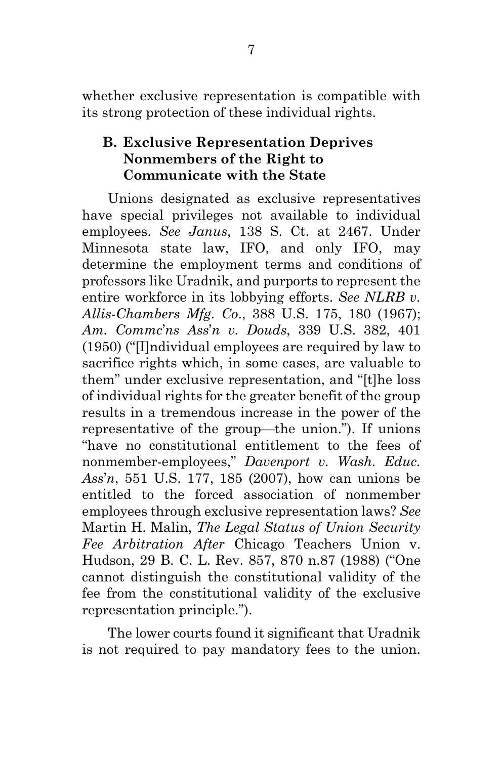whether exclusive representation is compatible with its strong protection of these individual rights.

### B. Exclusive Representation Deprives Nonmembers of the Right to Communicate with the State

Unions designated as exclusive representatives have special privileges not available to individual employees. *See Janus*, 138 S. Ct. at 2467. Under Minnesota state law, IFO, and only IFO, may determine the employment terms and conditions of professors like Uradnik, and purports to represent the entire workforce in its lobbying efforts. *See NLRB v. Allis-Chambers Mfg. Co*., 388 U.S. 175, 180 (1967); *Am. Commc'ns Ass'n v. Douds*, 339 U.S. 382, 401 (1950) ("[I]ndividual employees are required by law to sacrifice rights which, in some cases, are valuable to them" under exclusive representation, and "[t]he loss of individual rights for the greater benefit of the group results in a tremendous increase in the power of the representative of the group—the union."). If unions "have no constitutional entitlement to the fees of nonmember-employees," *Davenport v. Wash. Educ. Ass'n*, 551 U.S. 177, 185 (2007), how can unions be entitled to the forced association of nonmember employees through exclusive representation laws? *See* Martin H. Malin, *The Legal Status of Union Security Fee Arbitration After* Chicago Teachers Union v. Hudson, 29 B. C. L. Rev. 857, 870 n.87 (1988) ("One cannot distinguish the constitutional validity of the fee from the constitutional validity of the exclusive representation principle.").

The lower courts found it significant that Uradnik is not required to pay mandatory fees to the union.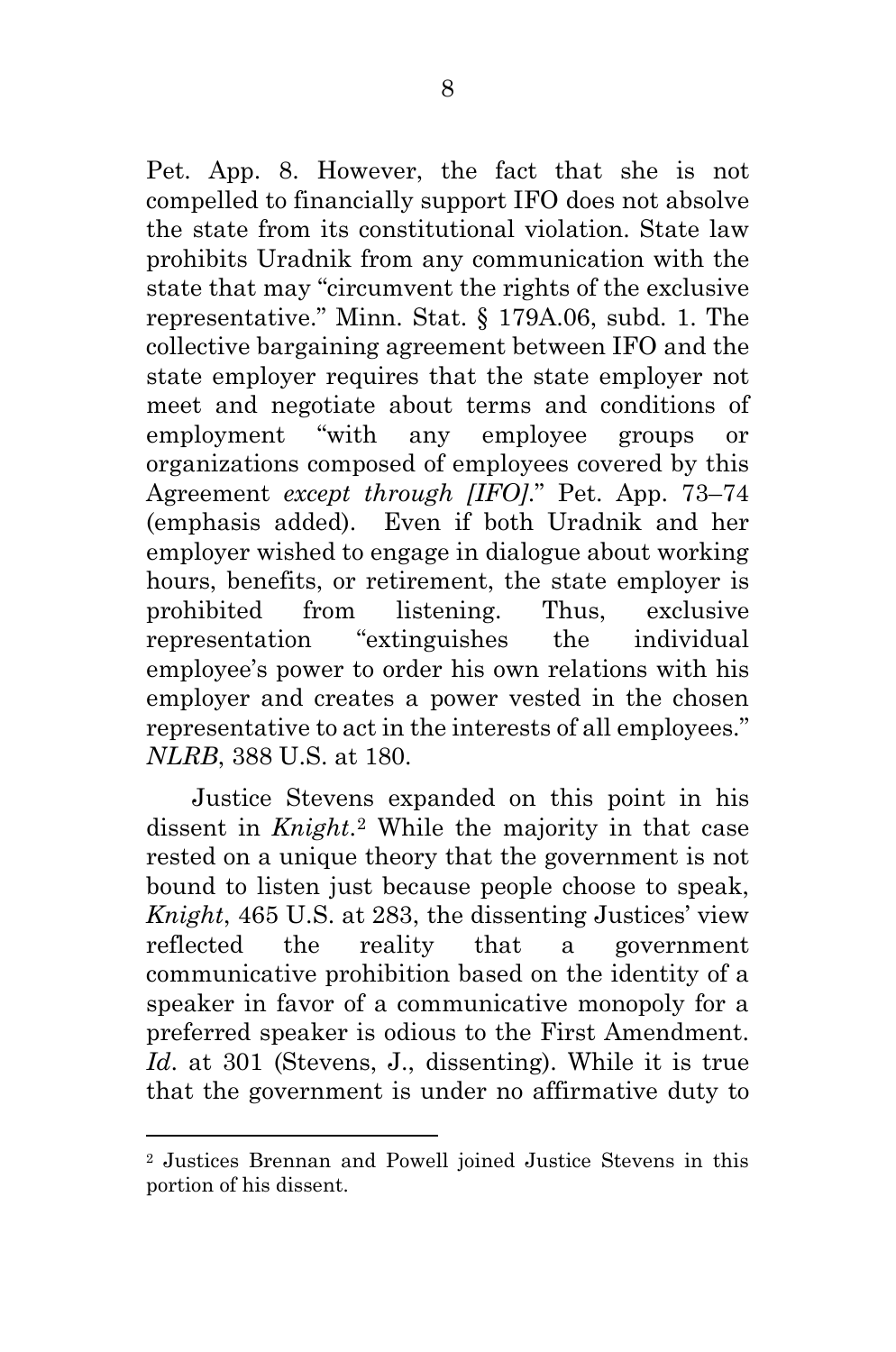Pet. App. 8. However, the fact that she is not compelled to financially support IFO does not absolve the state from its constitutional violation. State law prohibits Uradnik from any communication with the state that may "circumvent the rights of the exclusive representative." Minn. Stat. § 179A.06, subd. 1. The collective bargaining agreement between IFO and the state employer requires that the state employer not meet and negotiate about terms and conditions of employment "with any employee groups or organizations composed of employees covered by this Agreement *except through [IFO]*." Pet. App. 73–74 (emphasis added). Even if both Uradnik and her employer wished to engage in dialogue about working hours, benefits, or retirement, the state employer is prohibited from listening. Thus, exclusive representation "extinguishes the individual employee's power to order his own relations with his employer and creates a power vested in the chosen representative to act in the interests of all employees." *NLRB*, 388 U.S. at 180.

Justice Stevens expanded on this point in his dissent in *Knight*.[2] While the majority in that case rested on a unique theory that the government is not bound to listen just because people choose to speak, *Knight*, 465 U.S. at 283, the dissenting Justices' view reflected the reality that a government communicative prohibition based on the identity of a speaker in favor of a communicative monopoly for a preferred speaker is odious to the First Amendment. *Id*. at 301 (Stevens, J., dissenting). While it is true that the government is under no affirmative duty to

[2] Justices Brennan and Powell joined Justice Stevens in this portion of his dissent.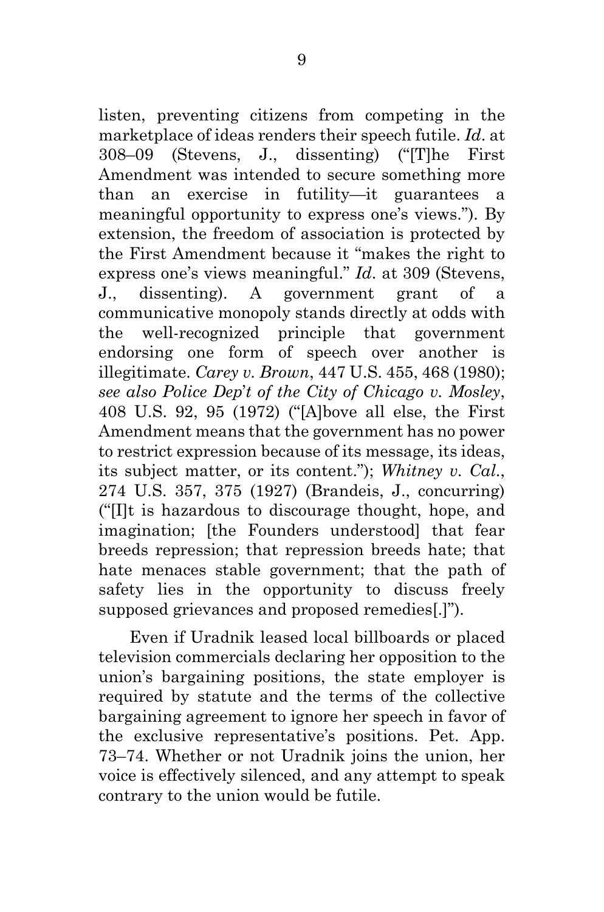listen, preventing citizens from competing in the marketplace of ideas renders their speech futile. *Id*. at 308–09 (Stevens, J., dissenting) ("[T]he First Amendment was intended to secure something more than an exercise in futility—it guarantees a meaningful opportunity to express one's views."). By extension, the freedom of association is protected by the First Amendment because it "makes the right to express one's views meaningful." *Id*. at 309 (Stevens, J., dissenting). A government grant of a communicative monopoly stands directly at odds with the well-recognized principle that government endorsing one form of speech over another is illegitimate. *Carey v. Brown*, 447 U.S. 455, 468 (1980); *see also Police Dep't of the City of Chicago v. Mosley*, 408 U.S. 92, 95 (1972) ("[A]bove all else, the First Amendment means that the government has no power to restrict expression because of its message, its ideas, its subject matter, or its content."); *Whitney v. Cal.*, 274 U.S. 357, 375 (1927) (Brandeis, J., concurring) ("[I]t is hazardous to discourage thought, hope, and imagination; [the Founders understood] that fear breeds repression; that repression breeds hate; that hate menaces stable government; that the path of safety lies in the opportunity to discuss freely supposed grievances and proposed remedies[.]").

Even if Uradnik leased local billboards or placed television commercials declaring her opposition to the union's bargaining positions, the state employer is required by statute and the terms of the collective bargaining agreement to ignore her speech in favor of the exclusive representative's positions. Pet. App. 73–74. Whether or not Uradnik joins the union, her voice is effectively silenced, and any attempt to speak contrary to the union would be futile.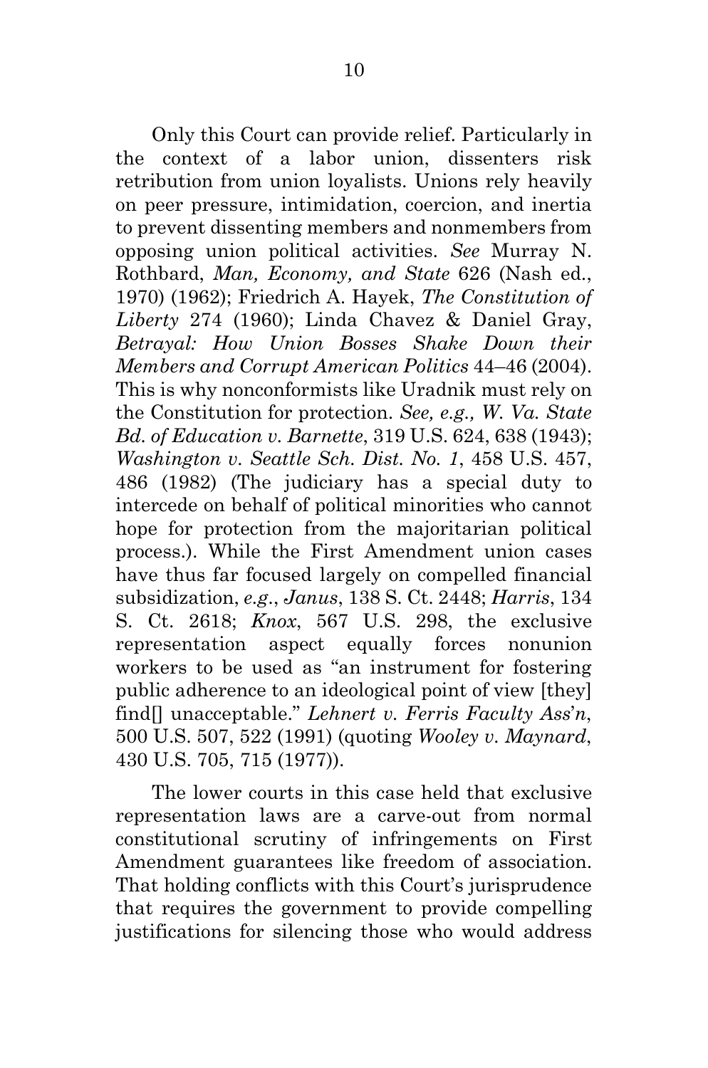Only this Court can provide relief. Particularly in the context of a labor union, dissenters risk retribution from union loyalists. Unions rely heavily on peer pressure, intimidation, coercion, and inertia to prevent dissenting members and nonmembers from opposing union political activities. *See* Murray N. Rothbard, *Man, Economy, and State* 626 (Nash ed., 1970) (1962); Friedrich A. Hayek, *The Constitution of Liberty* 274 (1960); Linda Chavez & Daniel Gray, *Betrayal: How Union Bosses Shake Down their Members and Corrupt American Politics* 44–46 (2004). This is why nonconformists like Uradnik must rely on the Constitution for protection. *See, e.g., W. Va. State Bd. of Education v. Barnette*, 319 U.S. 624, 638 (1943); *Washington v. Seattle Sch. Dist. No. 1*, 458 U.S. 457, 486 (1982) (The judiciary has a special duty to intercede on behalf of political minorities who cannot hope for protection from the majoritarian political process.). While the First Amendment union cases have thus far focused largely on compelled financial subsidization, *e.g.*, *Janus*, 138 S. Ct. 2448; *Harris*, 134 S. Ct. 2618; *Knox*, 567 U.S. 298, the exclusive representation aspect equally forces nonunion workers to be used as "an instrument for fostering public adherence to an ideological point of view [they] find[] unacceptable." *Lehnert v. Ferris Faculty Ass'n*, 500 U.S. 507, 522 (1991) (quoting *Wooley v. Maynard*, 430 U.S. 705, 715 (1977)).

The lower courts in this case held that exclusive representation laws are a carve-out from normal constitutional scrutiny of infringements on First Amendment guarantees like freedom of association. That holding conflicts with this Court's jurisprudence that requires the government to provide compelling justifications for silencing those who would address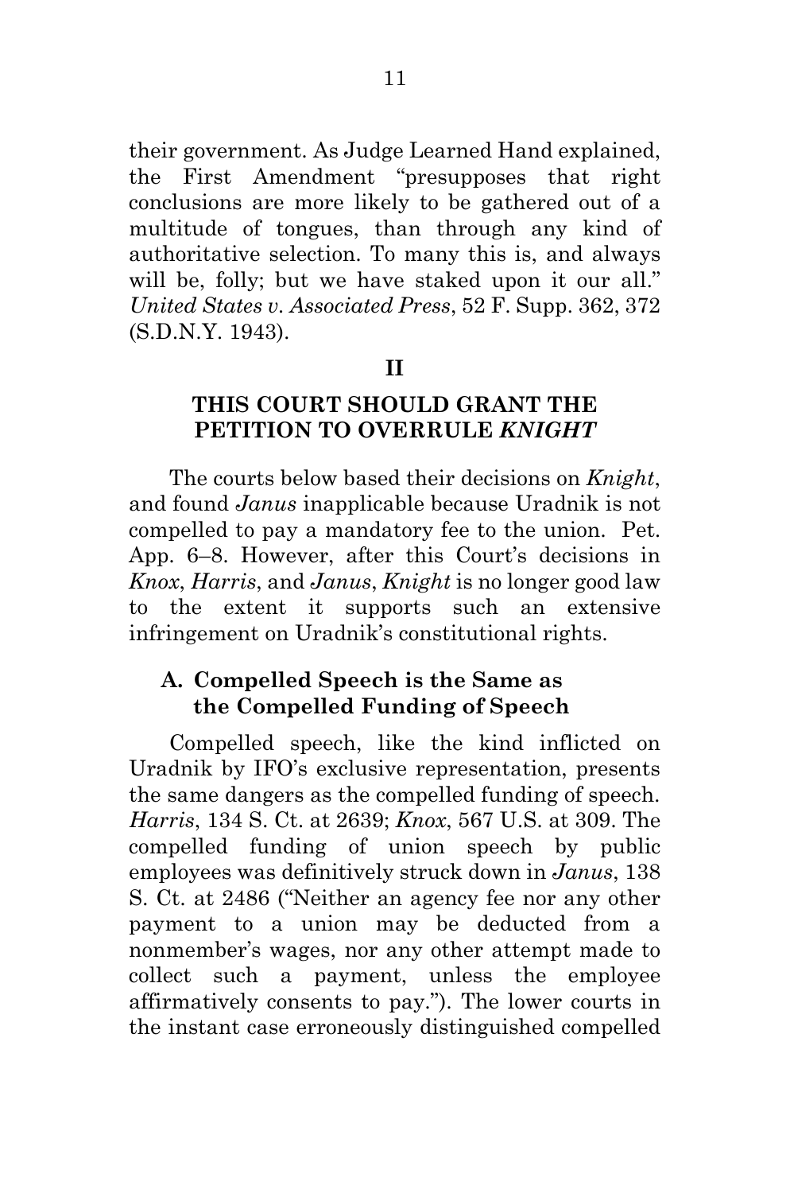their government. As Judge Learned Hand explained, the First Amendment "presupposes that right conclusions are more likely to be gathered out of a multitude of tongues, than through any kind of authoritative selection. To many this is, and always will be, folly; but we have staked upon it our all." *United States v. Associated Press*, 52 F. Supp. 362, 372 (S.D.N.Y. 1943).

## II

## THIS COURT SHOULD GRANT THE PETITION TO OVERRULE *KNIGHT*

The courts below based their decisions on *Knight*, and found *Janus* inapplicable because Uradnik is not compelled to pay a mandatory fee to the union. Pet. App. 6–8. However, after this Court's decisions in *Knox*, *Harris*, and *Janus*, *Knight* is no longer good law to the extent it supports such an extensive infringement on Uradnik's constitutional rights.

### A. Compelled Speech is the Same as the Compelled Funding of Speech

Compelled speech, like the kind inflicted on Uradnik by IFO's exclusive representation, presents the same dangers as the compelled funding of speech. *Harris*, 134 S. Ct. at 2639; *Knox*, 567 U.S. at 309. The compelled funding of union speech by public employees was definitively struck down in *Janus*, 138 S. Ct. at 2486 ("Neither an agency fee nor any other payment to a union may be deducted from a nonmember's wages, nor any other attempt made to collect such a payment, unless the employee affirmatively consents to pay."). The lower courts in the instant case erroneously distinguished compelled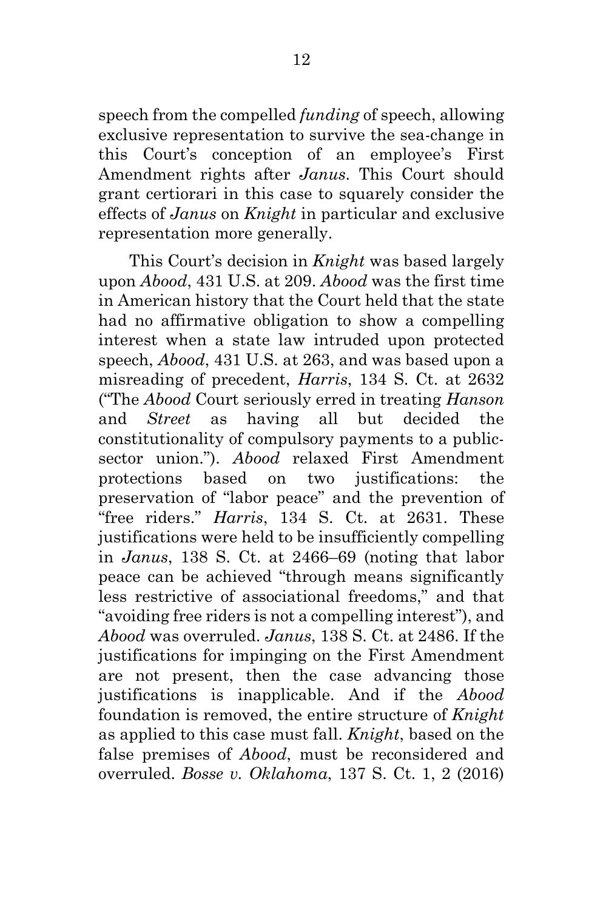speech from the compelled *funding* of speech, allowing exclusive representation to survive the sea-change in this Court's conception of an employee's First Amendment rights after *Janus*. This Court should grant certiorari in this case to squarely consider the effects of *Janus* on *Knight* in particular and exclusive representation more generally.

This Court's decision in *Knight* was based largely upon *Abood*, 431 U.S. at 209. *Abood* was the first time in American history that the Court held that the state had no affirmative obligation to show a compelling interest when a state law intruded upon protected speech, *Abood*, 431 U.S. at 263, and was based upon a misreading of precedent, *Harris*, 134 S. Ct. at 2632 ("The *Abood* Court seriously erred in treating *Hanson* and *Street* as having all but decided the constitutionality of compulsory payments to a public-sector union."). *Abood* relaxed First Amendment protections based on two justifications: the preservation of "labor peace" and the prevention of "free riders." *Harris*, 134 S. Ct. at 2631. These justifications were held to be insufficiently compelling in *Janus*, 138 S. Ct. at 2466–69 (noting that labor peace can be achieved "through means significantly less restrictive of associational freedoms," and that "avoiding free riders is not a compelling interest"), and *Abood* was overruled. *Janus*, 138 S. Ct. at 2486. If the justifications for impinging on the First Amendment are not present, then the case advancing those justifications is inapplicable. And if the *Abood* foundation is removed, the entire structure of *Knight* as applied to this case must fall. *Knight*, based on the false premises of *Abood*, must be reconsidered and overruled. *Bosse v. Oklahoma*, 137 S. Ct. 1, 2 (2016)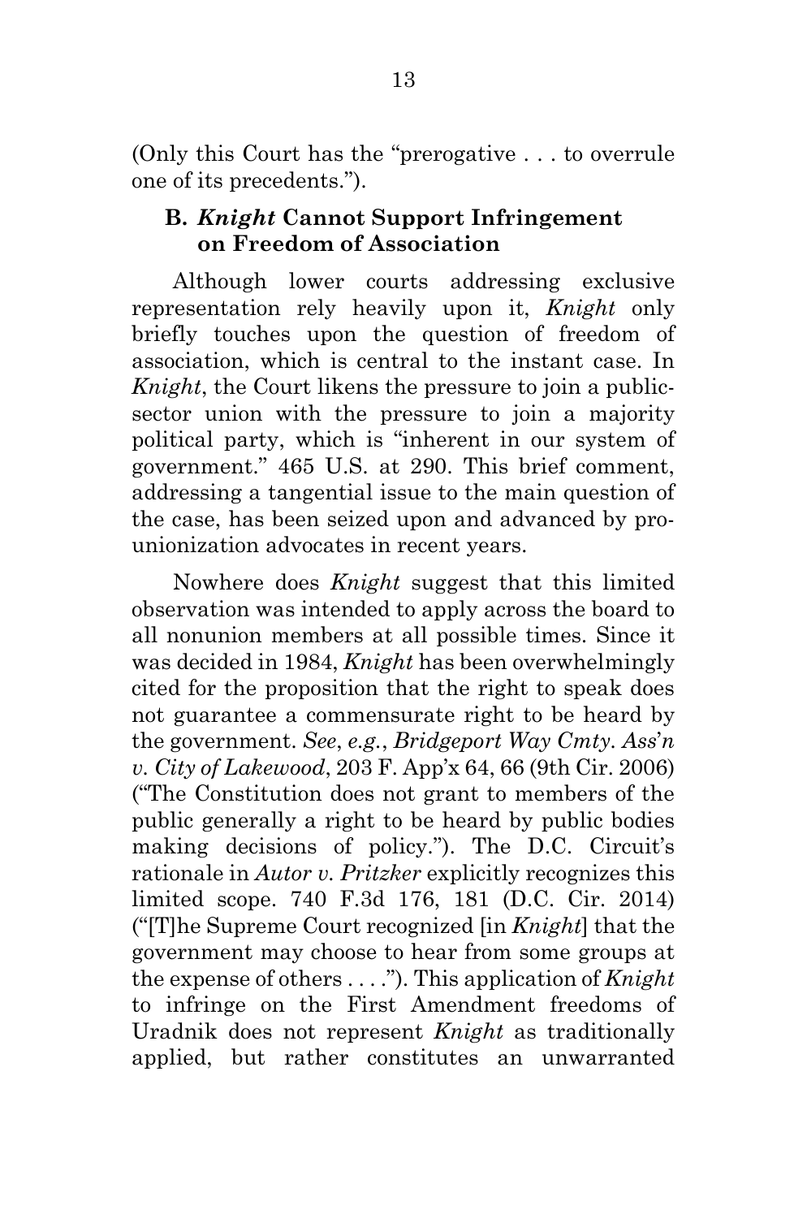(Only this Court has the "prerogative . . . to overrule one of its precedents.").

### B. *Knight* Cannot Support Infringement on Freedom of Association

Although lower courts addressing exclusive representation rely heavily upon it, *Knight* only briefly touches upon the question of freedom of association, which is central to the instant case. In *Knight*, the Court likens the pressure to join a public-sector union with the pressure to join a majority political party, which is "inherent in our system of government." 465 U.S. at 290. This brief comment, addressing a tangential issue to the main question of the case, has been seized upon and advanced by pro-unionization advocates in recent years.

Nowhere does *Knight* suggest that this limited observation was intended to apply across the board to all nonunion members at all possible times. Since it was decided in 1984, *Knight* has been overwhelmingly cited for the proposition that the right to speak does not guarantee a commensurate right to be heard by the government. *See*, *e.g.*, *Bridgeport Way Cmty. Ass'n v. City of Lakewood*, 203 F. App'x 64, 66 (9th Cir. 2006) ("The Constitution does not grant to members of the public generally a right to be heard by public bodies making decisions of policy."). The D.C. Circuit's rationale in *Autor v. Pritzker* explicitly recognizes this limited scope. 740 F.3d 176, 181 (D.C. Cir. 2014) ("[T]he Supreme Court recognized [in *Knight*] that the government may choose to hear from some groups at the expense of others . . . ."). This application of *Knight* to infringe on the First Amendment freedoms of Uradnik does not represent *Knight* as traditionally applied, but rather constitutes an unwarranted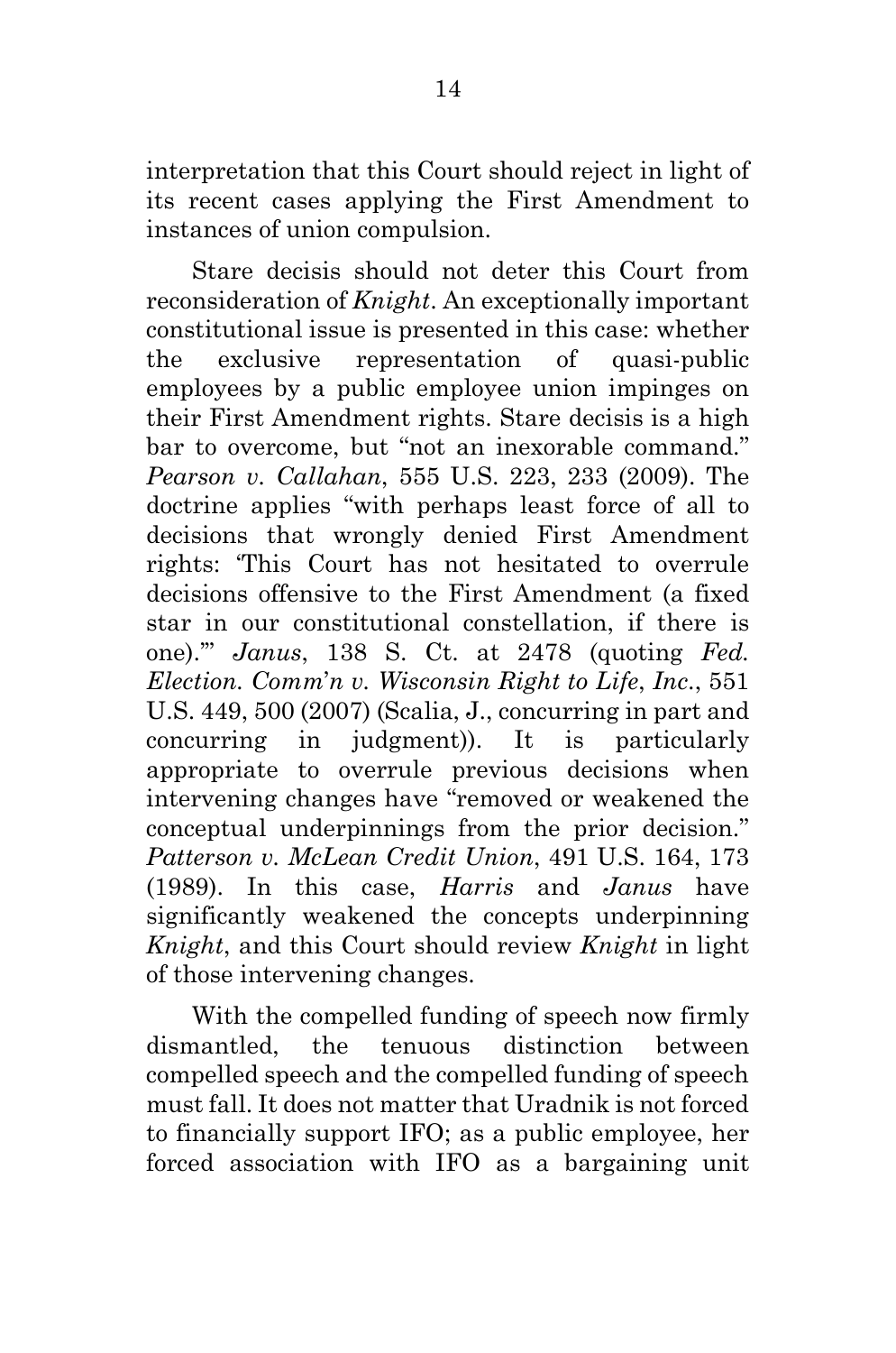interpretation that this Court should reject in light of its recent cases applying the First Amendment to instances of union compulsion.

Stare decisis should not deter this Court from reconsideration of *Knight*. An exceptionally important constitutional issue is presented in this case: whether the exclusive representation of quasi-public employees by a public employee union impinges on their First Amendment rights. Stare decisis is a high bar to overcome, but "not an inexorable command." *Pearson v. Callahan*, 555 U.S. 223, 233 (2009). The doctrine applies "with perhaps least force of all to decisions that wrongly denied First Amendment rights: 'This Court has not hesitated to overrule decisions offensive to the First Amendment (a fixed star in our constitutional constellation, if there is one).'" *Janus*, 138 S. Ct. at 2478 (quoting *Fed. Election. Comm'n v. Wisconsin Right to Life, Inc.*, 551 U.S. 449, 500 (2007) (Scalia, J., concurring in part and concurring in judgment)). It is particularly appropriate to overrule previous decisions when intervening changes have "removed or weakened the conceptual underpinnings from the prior decision." *Patterson v. McLean Credit Union*, 491 U.S. 164, 173 (1989). In this case, *Harris* and *Janus* have significantly weakened the concepts underpinning *Knight*, and this Court should review *Knight* in light of those intervening changes.

With the compelled funding of speech now firmly dismantled, the tenuous distinction between compelled speech and the compelled funding of speech must fall. It does not matter that Uradnik is not forced to financially support IFO; as a public employee, her forced association with IFO as a bargaining unit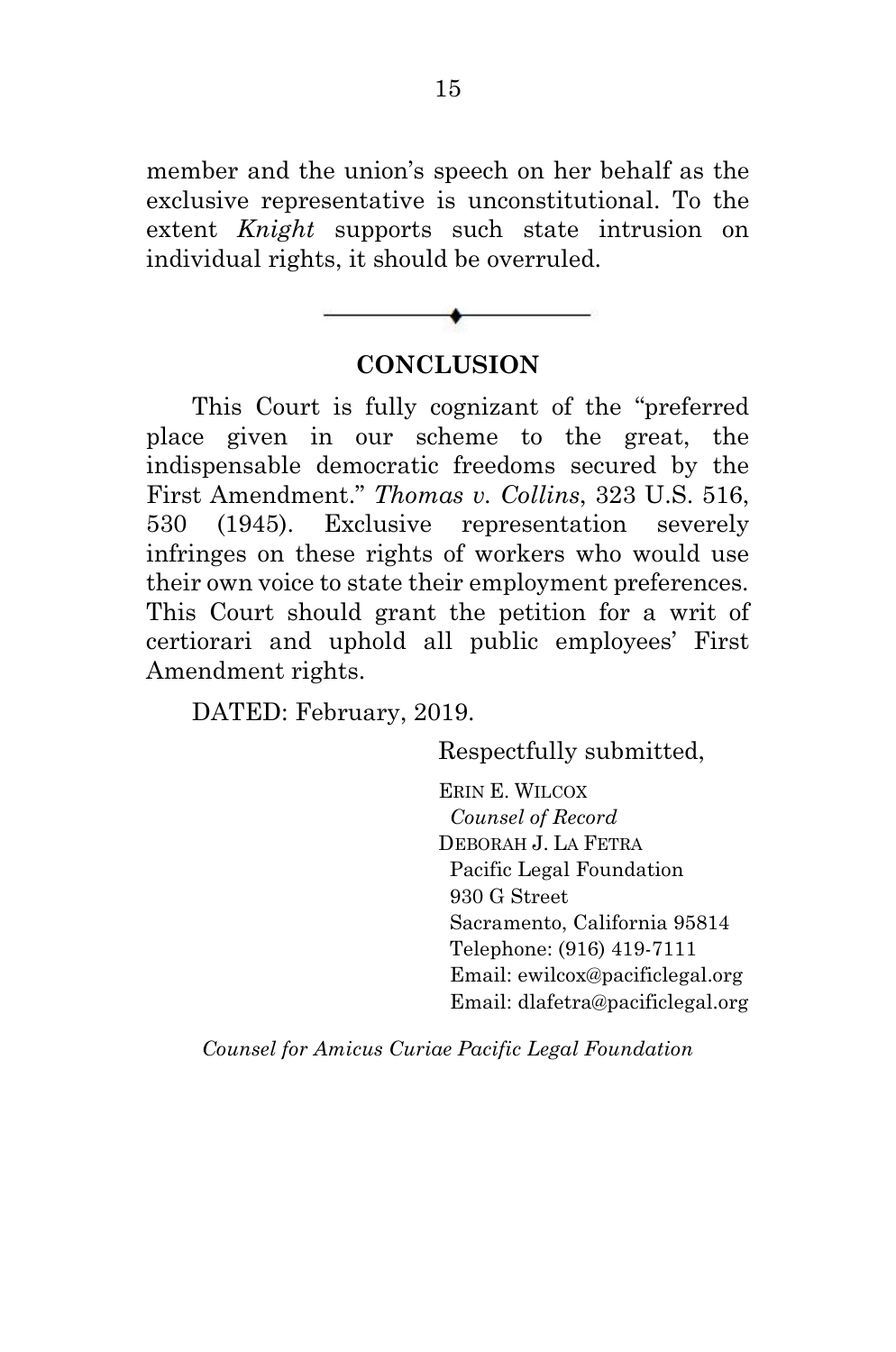member and the union's speech on her behalf as the exclusive representative is unconstitutional. To the extent *Knight* supports such state intrusion on individual rights, it should be overruled.

## CONCLUSION

This Court is fully cognizant of the "preferred place given in our scheme to the great, the indispensable democratic freedoms secured by the First Amendment." *Thomas v. Collins*, 323 U.S. 516, 530 (1945). Exclusive representation severely infringes on these rights of workers who would use their own voice to state their employment preferences. This Court should grant the petition for a writ of certiorari and uphold all public employees' First Amendment rights.

DATED: February, 2019.

Respectfully submitted,

ERIN E. WILCOX
*Counsel of Record*
DEBORAH J. LA FETRA
Pacific Legal Foundation
930 G Street
Sacramento, California 95814
Telephone: (916) 419-7111
Email: ewilcox@pacificlegal.org
Email: dlafetra@pacificlegal.org

*Counsel for Amicus Curiae Pacific Legal Foundation*